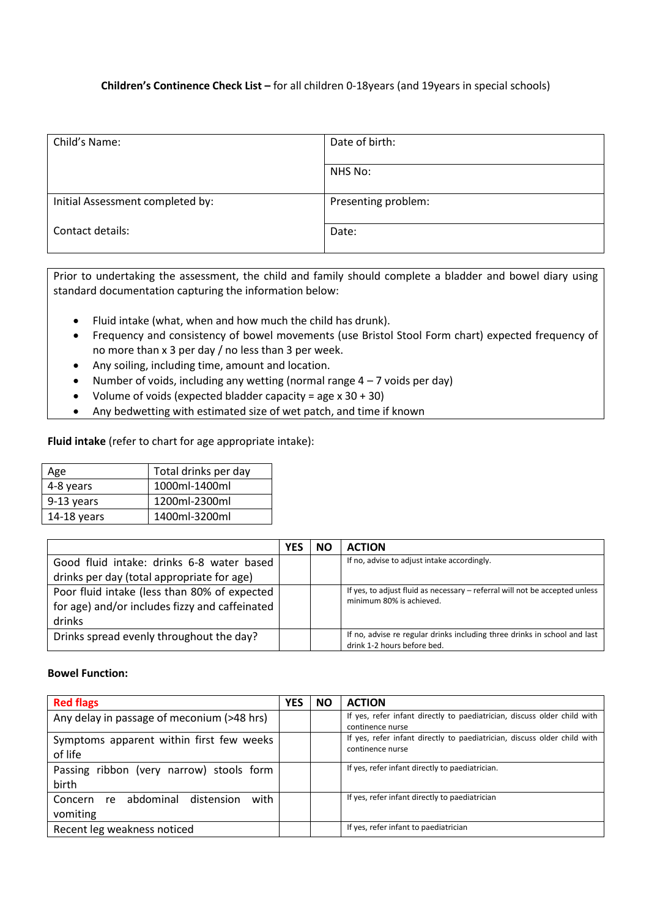**Children's Continence Check List –** for all children 0-18years (and 19years in special schools)

| Child's Name: | Date of birth: |
|---|---|
| | NHS No: |
| Initial Assessment completed by: | Presenting problem: |
| Contact details: | Date: |

Prior to undertaking the assessment, the child and family should complete a bladder and bowel diary using standard documentation capturing the information below:

- Fluid intake (what, when and how much the child has drunk).
- Frequency and consistency of bowel movements (use Bristol Stool Form chart) expected frequency of no more than x 3 per day / no less than 3 per week.
- Any soiling, including time, amount and location.
- Number of voids, including any wetting (normal range 4 – 7 voids per day)
- Volume of voids (expected bladder capacity = age x 30 + 30)
- Any bedwetting with estimated size of wet patch, and time if known

**Fluid intake** (refer to chart for age appropriate intake):

| Age | Total drinks per day |
|---|---|
| 4-8 years | 1000ml-1400ml |
| 9-13 years | 1200ml-2300ml |
| 14-18 years | 1400ml-3200ml |

| | YES | NO | ACTION |
|---|---|---|---|
| Good fluid intake: drinks 6-8 water based drinks per day (total appropriate for age) | | | If no, advise to adjust intake accordingly. |
| Poor fluid intake (less than 80% of expected for age) and/or includes fizzy and caffeinated drinks | | | If yes, to adjust fluid as necessary – referral will not be accepted unless minimum 80% is achieved. |
| Drinks spread evenly throughout the day? | | | If no, advise re regular drinks including three drinks in school and last drink 1-2 hours before bed. |

**Bowel Function:**

| **Red flags** | YES | NO | ACTION |
|---|---|---|---|
| Any delay in passage of meconium (>48 hrs) | | | If yes, refer infant directly to paediatrician, discuss older child with continence nurse |
| Symptoms apparent within first few weeks of life | | | If yes, refer infant directly to paediatrician, discuss older child with continence nurse |
| Passing ribbon (very narrow) stools form birth | | | If yes, refer infant directly to paediatrician. |
| Concern re abdominal distension with vomiting | | | If yes, refer infant directly to paediatrician |
| Recent leg weakness noticed | | | If yes, refer infant to paediatrician |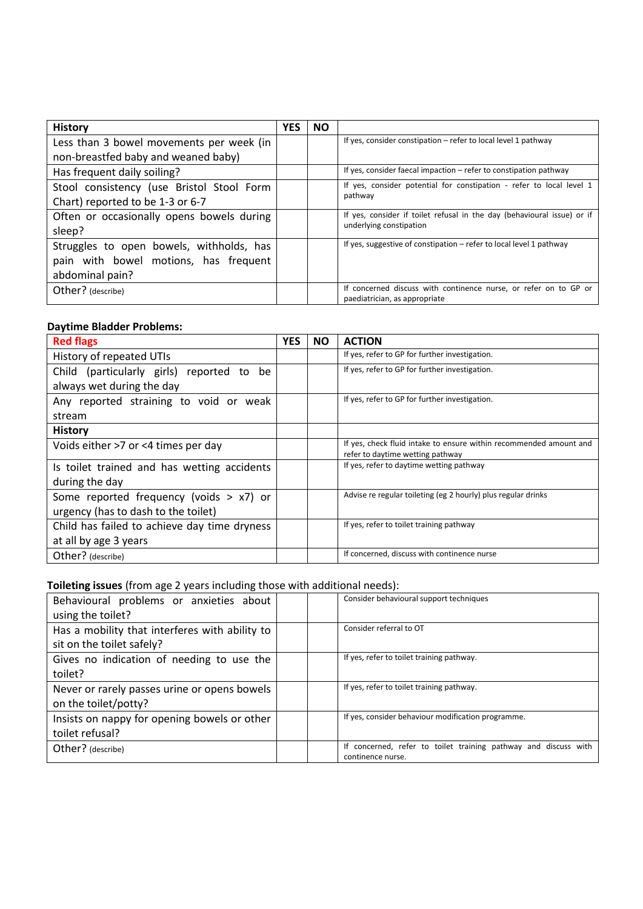| History | YES | NO | |
|---|---|---|---|
| Less than 3 bowel movements per week (in non-breastfed baby and weaned baby) | | | If yes, consider constipation – refer to local level 1 pathway |
| Has frequent daily soiling? | | | If yes, consider faecal impaction – refer to constipation pathway |
| Stool consistency (use Bristol Stool Form Chart) reported to be 1-3 or 6-7 | | | If yes, consider potential for constipation - refer to local level 1 pathway |
| Often or occasionally opens bowels during sleep? | | | If yes, consider if toilet refusal in the day (behavioural issue) or if underlying constipation |
| Struggles to open bowels, withholds, has pain with bowel motions, has frequent abdominal pain? | | | If yes, suggestive of constipation – refer to local level 1 pathway |
| Other? (describe) | | | If concerned discuss with continence nurse, or refer on to GP or paediatrician, as appropriate |

**Daytime Bladder Problems:**

| Red flags | YES | NO | ACTION |
|---|---|---|---|
| History of repeated UTIs | | | If yes, refer to GP for further investigation. |
| Child (particularly girls) reported to be always wet during the day | | | If yes, refer to GP for further investigation. |
| Any reported straining to void or weak stream | | | If yes, refer to GP for further investigation. |
| **History** | | | |
| Voids either >7 or <4 times per day | | | If yes, check fluid intake to ensure within recommended amount and refer to daytime wetting pathway |
| Is toilet trained and has wetting accidents during the day | | | If yes, refer to daytime wetting pathway |
| Some reported frequency (voids > x7) or urgency (has to dash to the toilet) | | | Advise re regular toileting (eg 2 hourly) plus regular drinks |
| Child has failed to achieve day time dryness at all by age 3 years | | | If yes, refer to toilet training pathway |
| Other? (describe) | | | If concerned, discuss with continence nurse |

**Toileting issues** (from age 2 years including those with additional needs):

| | | | |
|---|---|---|---|
| Behavioural problems or anxieties about using the toilet? | | | Consider behavioural support techniques |
| Has a mobility that interferes with ability to sit on the toilet safely? | | | Consider referral to OT |
| Gives no indication of needing to use the toilet? | | | If yes, refer to toilet training pathway. |
| Never or rarely passes urine or opens bowels on the toilet/potty? | | | If yes, refer to toilet training pathway. |
| Insists on nappy for opening bowels or other toilet refusal? | | | If yes, consider behaviour modification programme. |
| Other? (describe) | | | If concerned, refer to toilet training pathway and discuss with continence nurse. |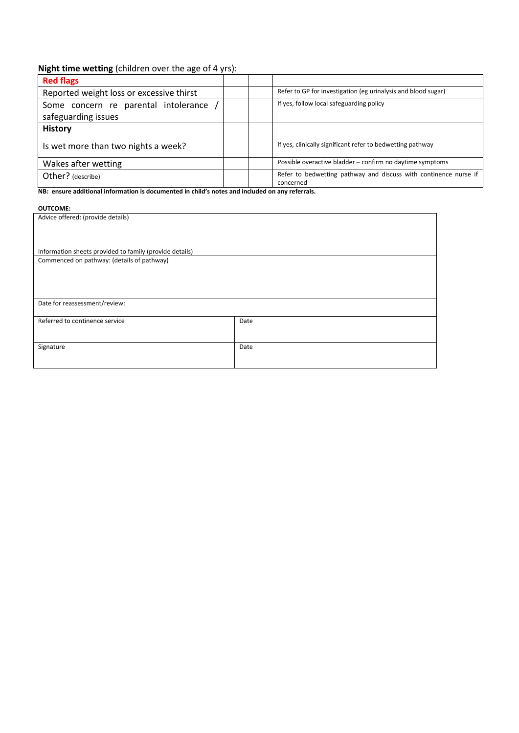**Night time wetting** (children over the age of 4 yrs):

| **Red flags** | | | |
|---|---|---|---|
| Reported weight loss or excessive thirst | | | Refer to GP for investigation (eg urinalysis and blood sugar) |
| Some concern re parental intolerance / safeguarding issues | | | If yes, follow local safeguarding policy |
| **History** | | | |
| Is wet more than two nights a week? | | | If yes, clinically significant refer to bedwetting pathway |
| Wakes after wetting | | | Possible overactive bladder – confirm no daytime symptoms |
| Other? (describe) | | | Refer to bedwetting pathway and discuss with continence nurse if concerned |

**NB: ensure additional information is documented in child's notes and included on any referrals.**

**OUTCOME:**

| | |
|---|---|
| Advice offered: (provide details)<br><br>Information sheets provided to family (provide details) | |
| Commenced on pathway: (details of pathway) | |
| Date for reassessment/review: | |
| Referred to continence service | Date |
| Signature | Date |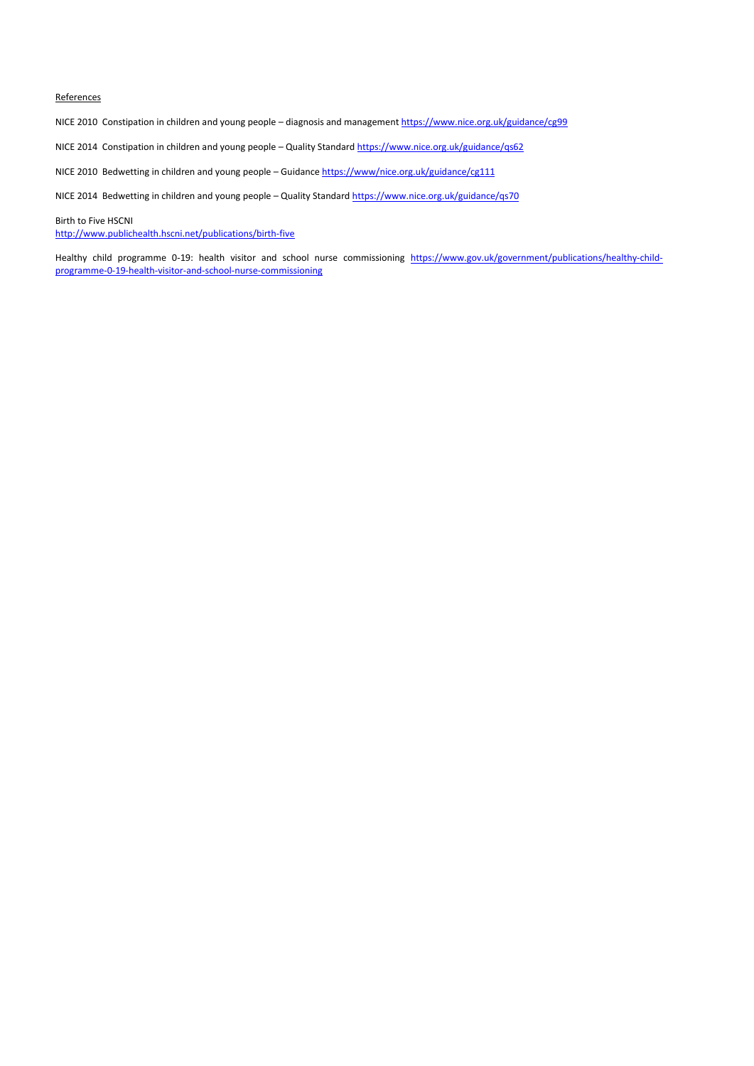References

NICE 2010  Constipation in children and young people – diagnosis and management https://www.nice.org.uk/guidance/cg99

NICE 2014  Constipation in children and young people – Quality Standard https://www.nice.org.uk/guidance/qs62

NICE 2010  Bedwetting in children and young people – Guidance https://www/nice.org.uk/guidance/cg111

NICE 2014  Bedwetting in children and young people – Quality Standard https://www.nice.org.uk/guidance/qs70

Birth to Five HSCNI
http://www.publichealth.hscni.net/publications/birth-five

Healthy child programme 0-19: health visitor and school nurse commissioning https://www.gov.uk/government/publications/healthy-child-programme-0-19-health-visitor-and-school-nurse-commissioning